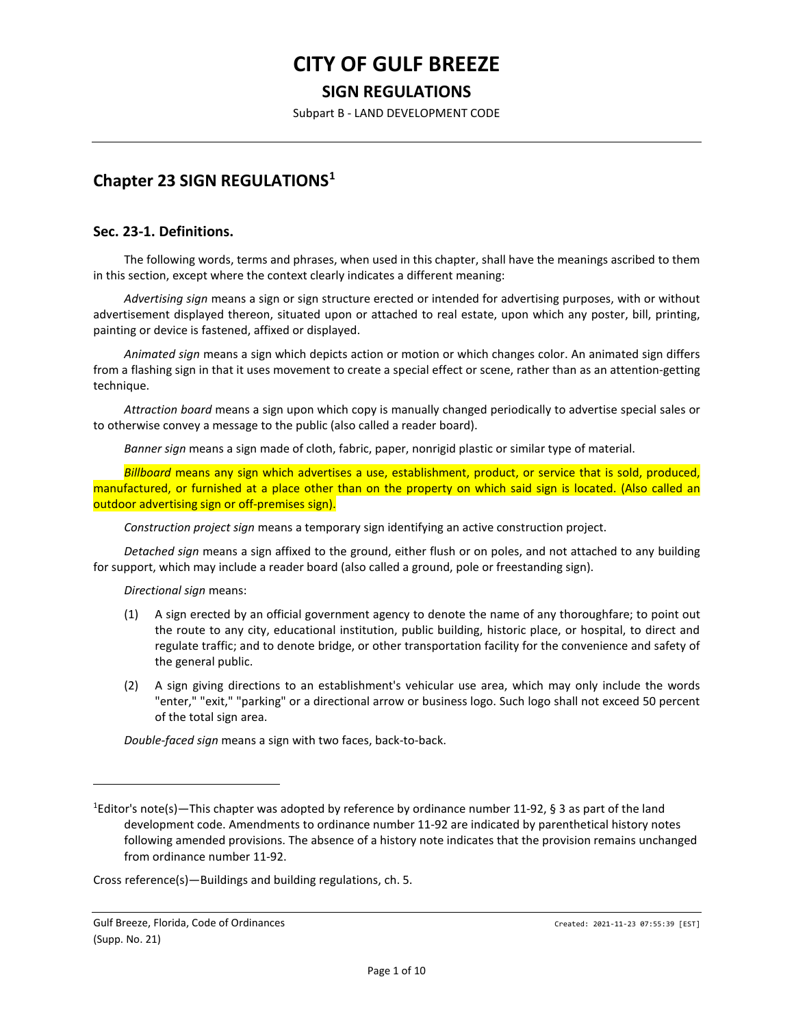# CITY OF GULF BREEZE

## SIGN REGULATIONS

Subpart B - LAND DEVELOPMENT CODE

## Chapter 23 SIGN REGULATIONS[1]

### Sec. 23-1. Definitions.

The following words, terms and phrases, when used in this chapter, shall have the meanings ascribed to them in this section, except where the context clearly indicates a different meaning:

*Advertising sign* means a sign or sign structure erected or intended for advertising purposes, with or without advertisement displayed thereon, situated upon or attached to real estate, upon which any poster, bill, printing, painting or device is fastened, affixed or displayed.

*Animated sign* means a sign which depicts action or motion or which changes color. An animated sign differs from a flashing sign in that it uses movement to create a special effect or scene, rather than as an attention-getting technique.

*Attraction board* means a sign upon which copy is manually changed periodically to advertise special sales or to otherwise convey a message to the public (also called a reader board).

*Banner sign* means a sign made of cloth, fabric, paper, nonrigid plastic or similar type of material.

*Billboard* means any sign which advertises a use, establishment, product, or service that is sold, produced, manufactured, or furnished at a place other than on the property on which said sign is located. (Also called an outdoor advertising sign or off-premises sign).

*Construction project sign* means a temporary sign identifying an active construction project.

*Detached sign* means a sign affixed to the ground, either flush or on poles, and not attached to any building for support, which may include a reader board (also called a ground, pole or freestanding sign).

*Directional sign* means:

(1) A sign erected by an official government agency to denote the name of any thoroughfare; to point out the route to any city, educational institution, public building, historic place, or hospital, to direct and regulate traffic; and to denote bridge, or other transportation facility for the convenience and safety of the general public.

(2) A sign giving directions to an establishment's vehicular use area, which may only include the words "enter," "exit," "parking" or a directional arrow or business logo. Such logo shall not exceed 50 percent of the total sign area.

*Double-faced sign* means a sign with two faces, back-to-back.

---

[1]Editor's note(s)—This chapter was adopted by reference by ordinance number 11-92, § 3 as part of the land development code. Amendments to ordinance number 11-92 are indicated by parenthetical history notes following amended provisions. The absence of a history note indicates that the provision remains unchanged from ordinance number 11-92.

Cross reference(s)—Buildings and building regulations, ch. 5.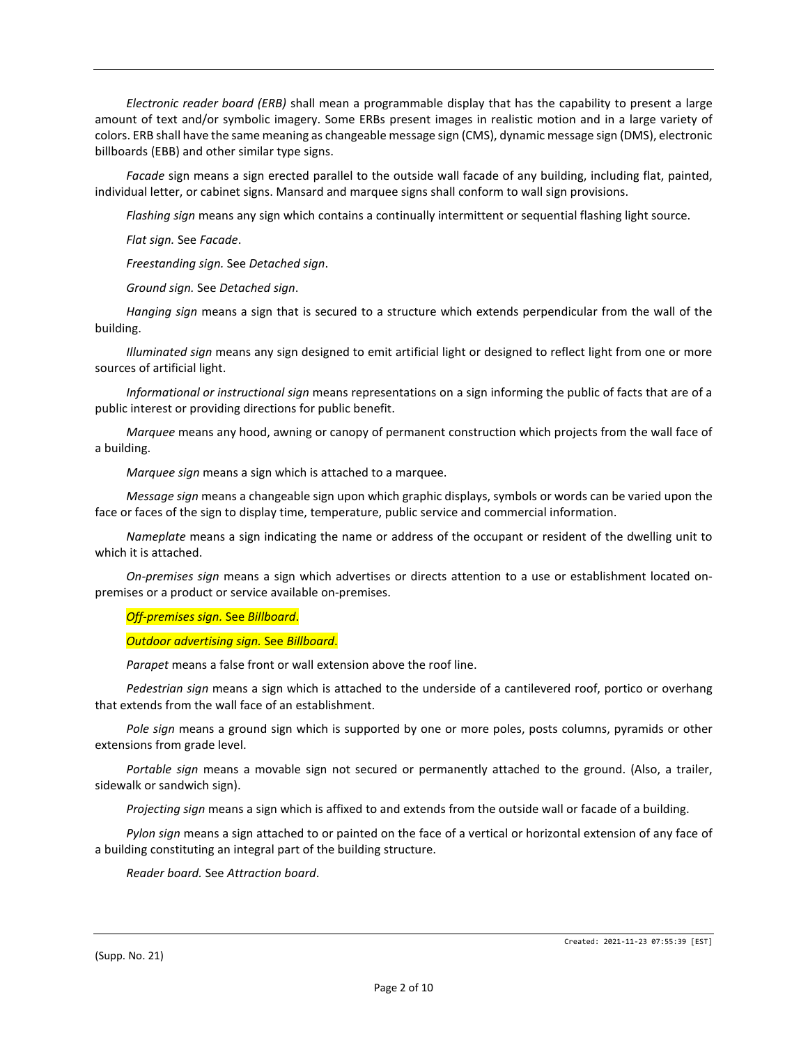*Electronic reader board (ERB)* shall mean a programmable display that has the capability to present a large amount of text and/or symbolic imagery. Some ERBs present images in realistic motion and in a large variety of colors. ERB shall have the same meaning as changeable message sign (CMS), dynamic message sign (DMS), electronic billboards (EBB) and other similar type signs.

*Facade* sign means a sign erected parallel to the outside wall facade of any building, including flat, painted, individual letter, or cabinet signs. Mansard and marquee signs shall conform to wall sign provisions.

*Flashing sign* means any sign which contains a continually intermittent or sequential flashing light source.

*Flat sign.* See *Facade*.

*Freestanding sign.* See *Detached sign*.

*Ground sign.* See *Detached sign*.

*Hanging sign* means a sign that is secured to a structure which extends perpendicular from the wall of the building.

*Illuminated sign* means any sign designed to emit artificial light or designed to reflect light from one or more sources of artificial light.

*Informational or instructional sign* means representations on a sign informing the public of facts that are of a public interest or providing directions for public benefit.

*Marquee* means any hood, awning or canopy of permanent construction which projects from the wall face of a building.

*Marquee sign* means a sign which is attached to a marquee.

*Message sign* means a changeable sign upon which graphic displays, symbols or words can be varied upon the face or faces of the sign to display time, temperature, public service and commercial information.

*Nameplate* means a sign indicating the name or address of the occupant or resident of the dwelling unit to which it is attached.

*On-premises sign* means a sign which advertises or directs attention to a use or establishment located on-premises or a product or service available on-premises.

*Off-premises sign.* See *Billboard*.

*Outdoor advertising sign.* See *Billboard*.

*Parapet* means a false front or wall extension above the roof line.

*Pedestrian sign* means a sign which is attached to the underside of a cantilevered roof, portico or overhang that extends from the wall face of an establishment.

*Pole sign* means a ground sign which is supported by one or more poles, posts columns, pyramids or other extensions from grade level.

*Portable sign* means a movable sign not secured or permanently attached to the ground. (Also, a trailer, sidewalk or sandwich sign).

*Projecting sign* means a sign which is affixed to and extends from the outside wall or facade of a building.

*Pylon sign* means a sign attached to or painted on the face of a vertical or horizontal extension of any face of a building constituting an integral part of the building structure.

*Reader board.* See *Attraction board*.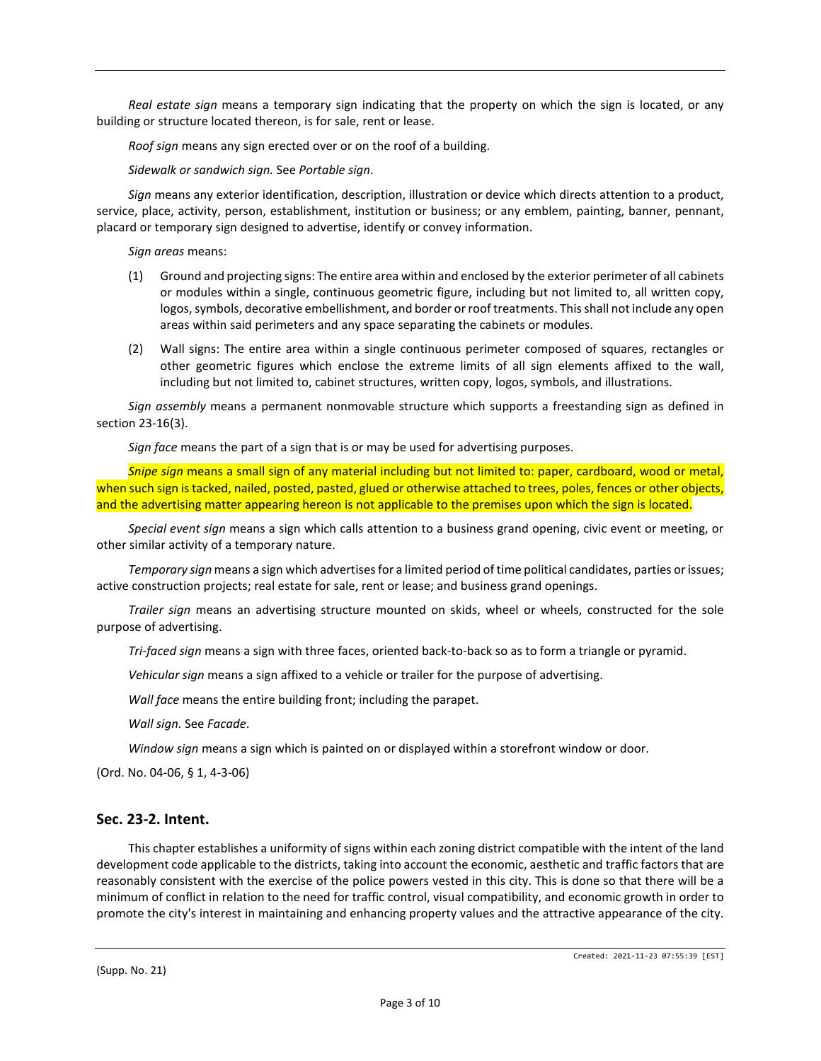*Real estate sign* means a temporary sign indicating that the property on which the sign is located, or any building or structure located thereon, is for sale, rent or lease.

*Roof sign* means any sign erected over or on the roof of a building.

*Sidewalk or sandwich sign.* See *Portable sign*.

*Sign* means any exterior identification, description, illustration or device which directs attention to a product, service, place, activity, person, establishment, institution or business; or any emblem, painting, banner, pennant, placard or temporary sign designed to advertise, identify or convey information.

*Sign areas* means:

(1) Ground and projecting signs: The entire area within and enclosed by the exterior perimeter of all cabinets or modules within a single, continuous geometric figure, including but not limited to, all written copy, logos, symbols, decorative embellishment, and border or roof treatments. This shall not include any open areas within said perimeters and any space separating the cabinets or modules.

(2) Wall signs: The entire area within a single continuous perimeter composed of squares, rectangles or other geometric figures which enclose the extreme limits of all sign elements affixed to the wall, including but not limited to, cabinet structures, written copy, logos, symbols, and illustrations.

*Sign assembly* means a permanent nonmovable structure which supports a freestanding sign as defined in section 23-16(3).

*Sign face* means the part of a sign that is or may be used for advertising purposes.

*Snipe sign* means a small sign of any material including but not limited to: paper, cardboard, wood or metal, when such sign is tacked, nailed, posted, pasted, glued or otherwise attached to trees, poles, fences or other objects, and the advertising matter appearing hereon is not applicable to the premises upon which the sign is located.

*Special event sign* means a sign which calls attention to a business grand opening, civic event or meeting, or other similar activity of a temporary nature.

*Temporary sign* means a sign which advertises for a limited period of time political candidates, parties or issues; active construction projects; real estate for sale, rent or lease; and business grand openings.

*Trailer sign* means an advertising structure mounted on skids, wheel or wheels, constructed for the sole purpose of advertising.

*Tri-faced sign* means a sign with three faces, oriented back-to-back so as to form a triangle or pyramid.

*Vehicular sign* means a sign affixed to a vehicle or trailer for the purpose of advertising.

*Wall face* means the entire building front; including the parapet.

*Wall sign.* See *Facade*.

*Window sign* means a sign which is painted on or displayed within a storefront window or door.

(Ord. No. 04-06, § 1, 4-3-06)

## Sec. 23-2. Intent.

This chapter establishes a uniformity of signs within each zoning district compatible with the intent of the land development code applicable to the districts, taking into account the economic, aesthetic and traffic factors that are reasonably consistent with the exercise of the police powers vested in this city. This is done so that there will be a minimum of conflict in relation to the need for traffic control, visual compatibility, and economic growth in order to promote the city's interest in maintaining and enhancing property values and the attractive appearance of the city.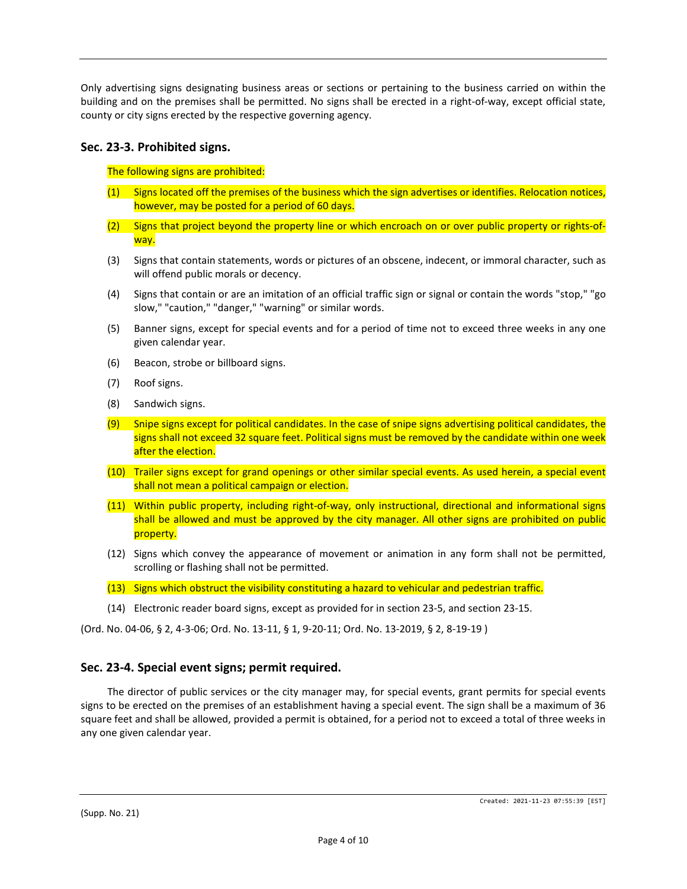Only advertising signs designating business areas or sections or pertaining to the business carried on within the building and on the premises shall be permitted. No signs shall be erected in a right-of-way, except official state, county or city signs erected by the respective governing agency.

## Sec. 23-3. Prohibited signs.

The following signs are prohibited:

(1) Signs located off the premises of the business which the sign advertises or identifies. Relocation notices, however, may be posted for a period of 60 days.

(2) Signs that project beyond the property line or which encroach on or over public property or rights-of-way.

(3) Signs that contain statements, words or pictures of an obscene, indecent, or immoral character, such as will offend public morals or decency.

(4) Signs that contain or are an imitation of an official traffic sign or signal or contain the words "stop," "go slow," "caution," "danger," "warning" or similar words.

(5) Banner signs, except for special events and for a period of time not to exceed three weeks in any one given calendar year.

(6) Beacon, strobe or billboard signs.

(7) Roof signs.

(8) Sandwich signs.

(9) Snipe signs except for political candidates. In the case of snipe signs advertising political candidates, the signs shall not exceed 32 square feet. Political signs must be removed by the candidate within one week after the election.

(10) Trailer signs except for grand openings or other similar special events. As used herein, a special event shall not mean a political campaign or election.

(11) Within public property, including right-of-way, only instructional, directional and informational signs shall be allowed and must be approved by the city manager. All other signs are prohibited on public property.

(12) Signs which convey the appearance of movement or animation in any form shall not be permitted, scrolling or flashing shall not be permitted.

(13) Signs which obstruct the visibility constituting a hazard to vehicular and pedestrian traffic.

(14) Electronic reader board signs, except as provided for in section 23-5, and section 23-15.

(Ord. No. 04-06, § 2, 4-3-06; Ord. No. 13-11, § 1, 9-20-11; Ord. No. 13-2019, § 2, 8-19-19 )

## Sec. 23-4. Special event signs; permit required.

The director of public services or the city manager may, for special events, grant permits for special events signs to be erected on the premises of an establishment having a special event. The sign shall be a maximum of 36 square feet and shall be allowed, provided a permit is obtained, for a period not to exceed a total of three weeks in any one given calendar year.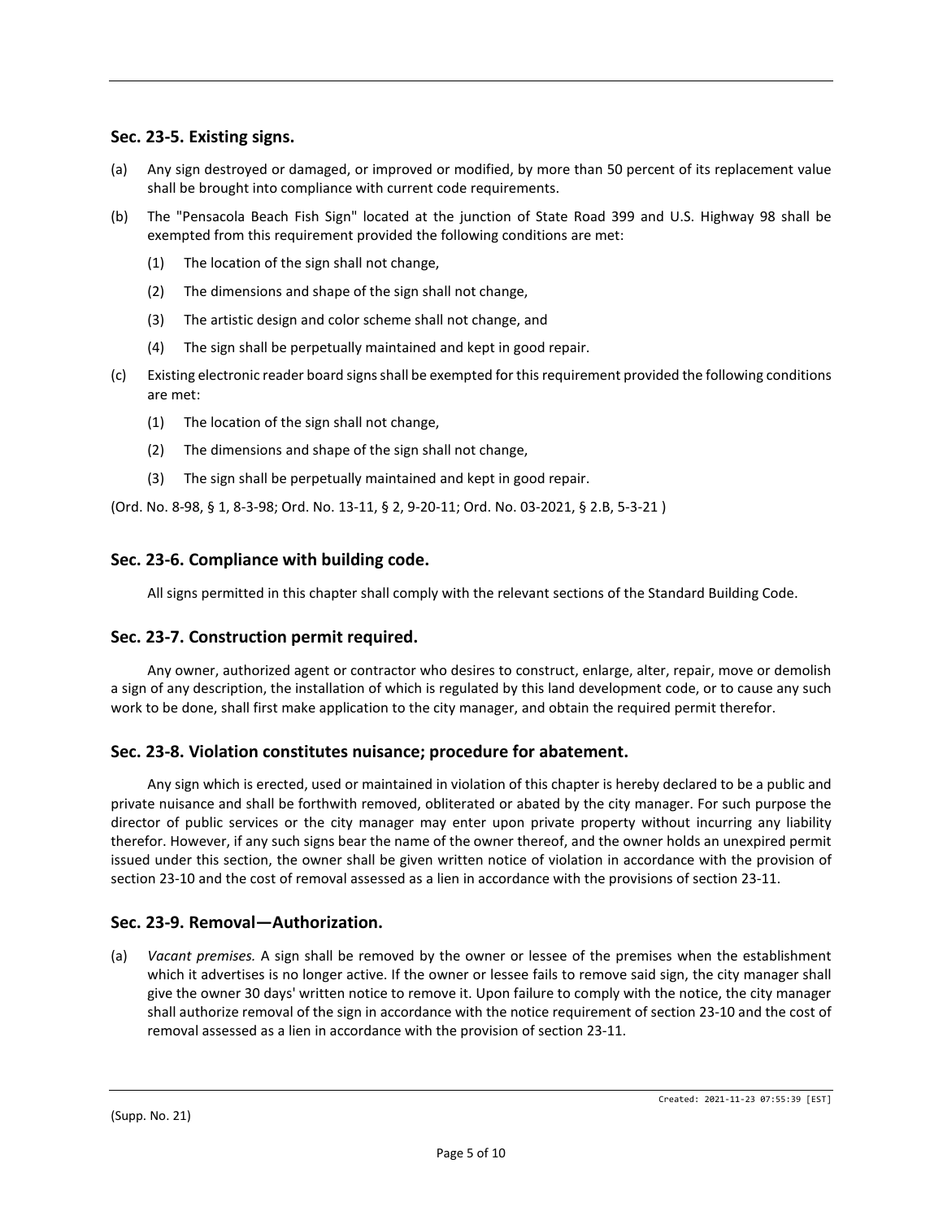## Sec. 23-5. Existing signs.

(a) Any sign destroyed or damaged, or improved or modified, by more than 50 percent of its replacement value shall be brought into compliance with current code requirements.

(b) The "Pensacola Beach Fish Sign" located at the junction of State Road 399 and U.S. Highway 98 shall be exempted from this requirement provided the following conditions are met:

  (1) The location of the sign shall not change,

  (2) The dimensions and shape of the sign shall not change,

  (3) The artistic design and color scheme shall not change, and

  (4) The sign shall be perpetually maintained and kept in good repair.

(c) Existing electronic reader board signs shall be exempted for this requirement provided the following conditions are met:

  (1) The location of the sign shall not change,

  (2) The dimensions and shape of the sign shall not change,

  (3) The sign shall be perpetually maintained and kept in good repair.

(Ord. No. 8-98, § 1, 8-3-98; Ord. No. 13-11, § 2, 9-20-11; Ord. No. 03-2021, § 2.B, 5-3-21 )

## Sec. 23-6. Compliance with building code.

All signs permitted in this chapter shall comply with the relevant sections of the Standard Building Code.

## Sec. 23-7. Construction permit required.

Any owner, authorized agent or contractor who desires to construct, enlarge, alter, repair, move or demolish a sign of any description, the installation of which is regulated by this land development code, or to cause any such work to be done, shall first make application to the city manager, and obtain the required permit therefor.

## Sec. 23-8. Violation constitutes nuisance; procedure for abatement.

Any sign which is erected, used or maintained in violation of this chapter is hereby declared to be a public and private nuisance and shall be forthwith removed, obliterated or abated by the city manager. For such purpose the director of public services or the city manager may enter upon private property without incurring any liability therefor. However, if any such signs bear the name of the owner thereof, and the owner holds an unexpired permit issued under this section, the owner shall be given written notice of violation in accordance with the provision of section 23-10 and the cost of removal assessed as a lien in accordance with the provisions of section 23-11.

## Sec. 23-9. Removal—Authorization.

(a) *Vacant premises.* A sign shall be removed by the owner or lessee of the premises when the establishment which it advertises is no longer active. If the owner or lessee fails to remove said sign, the city manager shall give the owner 30 days' written notice to remove it. Upon failure to comply with the notice, the city manager shall authorize removal of the sign in accordance with the notice requirement of section 23-10 and the cost of removal assessed as a lien in accordance with the provision of section 23-11.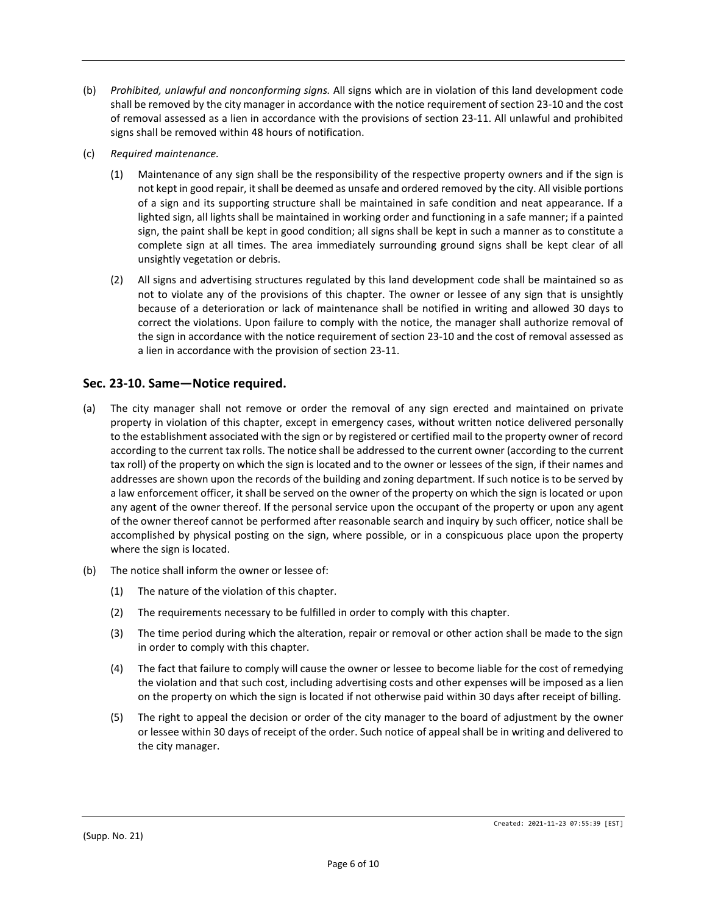(b) *Prohibited, unlawful and nonconforming signs.* All signs which are in violation of this land development code shall be removed by the city manager in accordance with the notice requirement of section 23-10 and the cost of removal assessed as a lien in accordance with the provisions of section 23-11. All unlawful and prohibited signs shall be removed within 48 hours of notification.

(c) *Required maintenance.*

(1) Maintenance of any sign shall be the responsibility of the respective property owners and if the sign is not kept in good repair, it shall be deemed as unsafe and ordered removed by the city. All visible portions of a sign and its supporting structure shall be maintained in safe condition and neat appearance. If a lighted sign, all lights shall be maintained in working order and functioning in a safe manner; if a painted sign, the paint shall be kept in good condition; all signs shall be kept in such a manner as to constitute a complete sign at all times. The area immediately surrounding ground signs shall be kept clear of all unsightly vegetation or debris.

(2) All signs and advertising structures regulated by this land development code shall be maintained so as not to violate any of the provisions of this chapter. The owner or lessee of any sign that is unsightly because of a deterioration or lack of maintenance shall be notified in writing and allowed 30 days to correct the violations. Upon failure to comply with the notice, the manager shall authorize removal of the sign in accordance with the notice requirement of section 23-10 and the cost of removal assessed as a lien in accordance with the provision of section 23-11.

## Sec. 23-10. Same—Notice required.

(a) The city manager shall not remove or order the removal of any sign erected and maintained on private property in violation of this chapter, except in emergency cases, without written notice delivered personally to the establishment associated with the sign or by registered or certified mail to the property owner of record according to the current tax rolls. The notice shall be addressed to the current owner (according to the current tax roll) of the property on which the sign is located and to the owner or lessees of the sign, if their names and addresses are shown upon the records of the building and zoning department. If such notice is to be served by a law enforcement officer, it shall be served on the owner of the property on which the sign is located or upon any agent of the owner thereof. If the personal service upon the occupant of the property or upon any agent of the owner thereof cannot be performed after reasonable search and inquiry by such officer, notice shall be accomplished by physical posting on the sign, where possible, or in a conspicuous place upon the property where the sign is located.

(b) The notice shall inform the owner or lessee of:

(1) The nature of the violation of this chapter.

(2) The requirements necessary to be fulfilled in order to comply with this chapter.

(3) The time period during which the alteration, repair or removal or other action shall be made to the sign in order to comply with this chapter.

(4) The fact that failure to comply will cause the owner or lessee to become liable for the cost of remedying the violation and that such cost, including advertising costs and other expenses will be imposed as a lien on the property on which the sign is located if not otherwise paid within 30 days after receipt of billing.

(5) The right to appeal the decision or order of the city manager to the board of adjustment by the owner or lessee within 30 days of receipt of the order. Such notice of appeal shall be in writing and delivered to the city manager.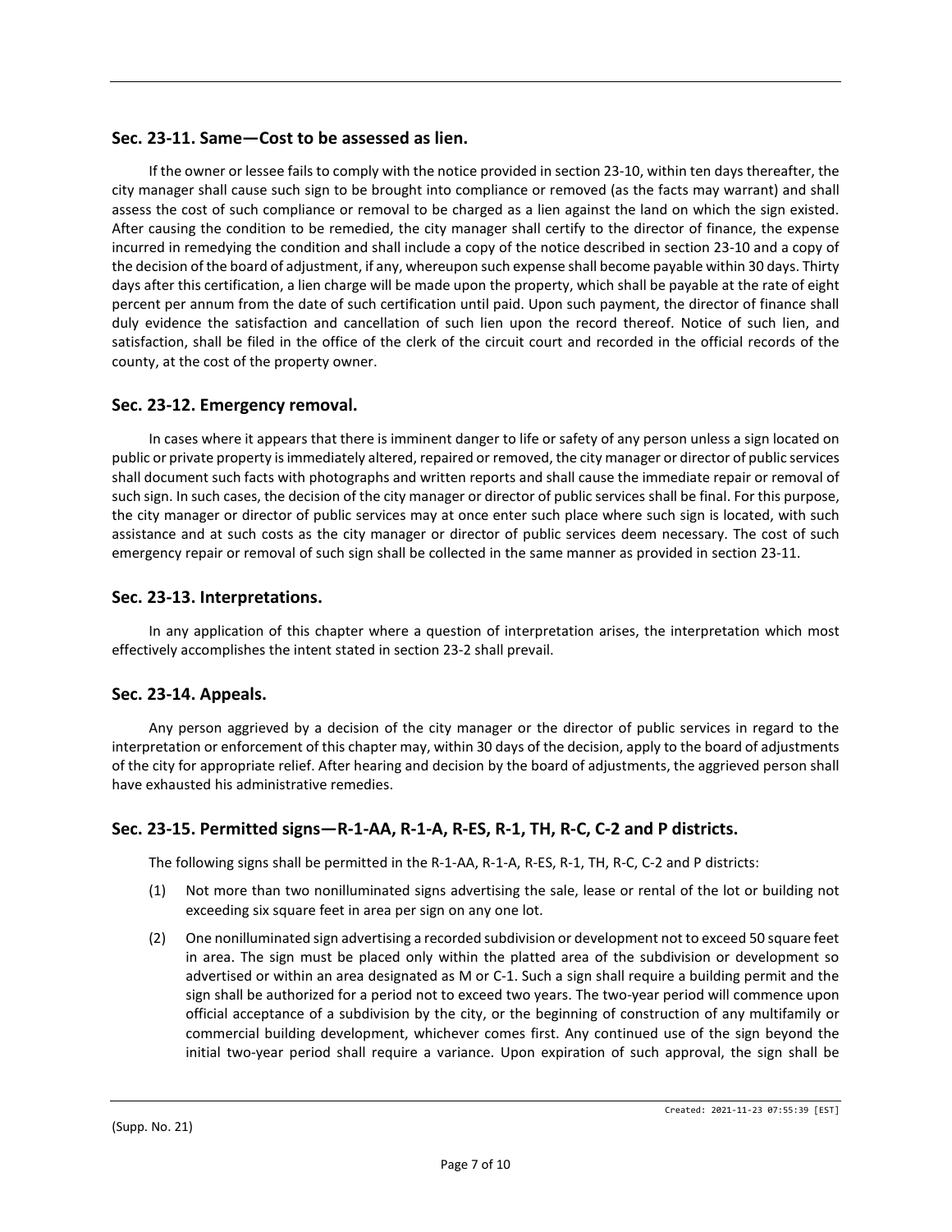## Sec. 23-11. Same—Cost to be assessed as lien.

If the owner or lessee fails to comply with the notice provided in section 23-10, within ten days thereafter, the city manager shall cause such sign to be brought into compliance or removed (as the facts may warrant) and shall assess the cost of such compliance or removal to be charged as a lien against the land on which the sign existed. After causing the condition to be remedied, the city manager shall certify to the director of finance, the expense incurred in remedying the condition and shall include a copy of the notice described in section 23-10 and a copy of the decision of the board of adjustment, if any, whereupon such expense shall become payable within 30 days. Thirty days after this certification, a lien charge will be made upon the property, which shall be payable at the rate of eight percent per annum from the date of such certification until paid. Upon such payment, the director of finance shall duly evidence the satisfaction and cancellation of such lien upon the record thereof. Notice of such lien, and satisfaction, shall be filed in the office of the clerk of the circuit court and recorded in the official records of the county, at the cost of the property owner.

## Sec. 23-12. Emergency removal.

In cases where it appears that there is imminent danger to life or safety of any person unless a sign located on public or private property is immediately altered, repaired or removed, the city manager or director of public services shall document such facts with photographs and written reports and shall cause the immediate repair or removal of such sign. In such cases, the decision of the city manager or director of public services shall be final. For this purpose, the city manager or director of public services may at once enter such place where such sign is located, with such assistance and at such costs as the city manager or director of public services deem necessary. The cost of such emergency repair or removal of such sign shall be collected in the same manner as provided in section 23-11.

## Sec. 23-13. Interpretations.

In any application of this chapter where a question of interpretation arises, the interpretation which most effectively accomplishes the intent stated in section 23-2 shall prevail.

## Sec. 23-14. Appeals.

Any person aggrieved by a decision of the city manager or the director of public services in regard to the interpretation or enforcement of this chapter may, within 30 days of the decision, apply to the board of adjustments of the city for appropriate relief. After hearing and decision by the board of adjustments, the aggrieved person shall have exhausted his administrative remedies.

## Sec. 23-15. Permitted signs—R-1-AA, R-1-A, R-ES, R-1, TH, R-C, C-2 and P districts.

The following signs shall be permitted in the R-1-AA, R-1-A, R-ES, R-1, TH, R-C, C-2 and P districts:

(1) Not more than two nonilluminated signs advertising the sale, lease or rental of the lot or building not exceeding six square feet in area per sign on any one lot.

(2) One nonilluminated sign advertising a recorded subdivision or development not to exceed 50 square feet in area. The sign must be placed only within the platted area of the subdivision or development so advertised or within an area designated as M or C-1. Such a sign shall require a building permit and the sign shall be authorized for a period not to exceed two years. The two-year period will commence upon official acceptance of a subdivision by the city, or the beginning of construction of any multifamily or commercial building development, whichever comes first. Any continued use of the sign beyond the initial two-year period shall require a variance. Upon expiration of such approval, the sign shall be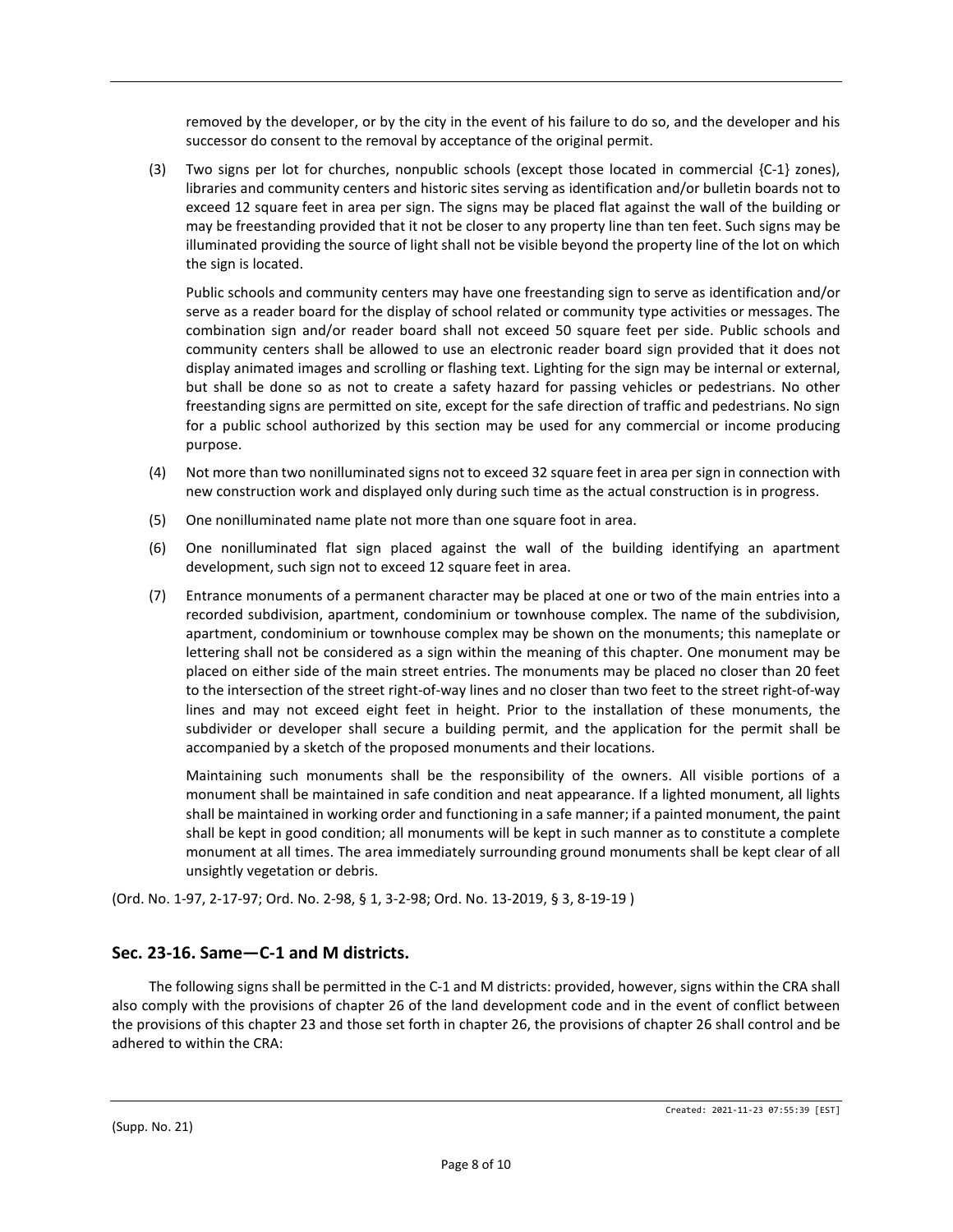removed by the developer, or by the city in the event of his failure to do so, and the developer and his successor do consent to the removal by acceptance of the original permit.

(3) Two signs per lot for churches, nonpublic schools (except those located in commercial {C-1} zones), libraries and community centers and historic sites serving as identification and/or bulletin boards not to exceed 12 square feet in area per sign. The signs may be placed flat against the wall of the building or may be freestanding provided that it not be closer to any property line than ten feet. Such signs may be illuminated providing the source of light shall not be visible beyond the property line of the lot on which the sign is located.

Public schools and community centers may have one freestanding sign to serve as identification and/or serve as a reader board for the display of school related or community type activities or messages. The combination sign and/or reader board shall not exceed 50 square feet per side. Public schools and community centers shall be allowed to use an electronic reader board sign provided that it does not display animated images and scrolling or flashing text. Lighting for the sign may be internal or external, but shall be done so as not to create a safety hazard for passing vehicles or pedestrians. No other freestanding signs are permitted on site, except for the safe direction of traffic and pedestrians. No sign for a public school authorized by this section may be used for any commercial or income producing purpose.

(4) Not more than two nonilluminated signs not to exceed 32 square feet in area per sign in connection with new construction work and displayed only during such time as the actual construction is in progress.

(5) One nonilluminated name plate not more than one square foot in area.

(6) One nonilluminated flat sign placed against the wall of the building identifying an apartment development, such sign not to exceed 12 square feet in area.

(7) Entrance monuments of a permanent character may be placed at one or two of the main entries into a recorded subdivision, apartment, condominium or townhouse complex. The name of the subdivision, apartment, condominium or townhouse complex may be shown on the monuments; this nameplate or lettering shall not be considered as a sign within the meaning of this chapter. One monument may be placed on either side of the main street entries. The monuments may be placed no closer than 20 feet to the intersection of the street right-of-way lines and no closer than two feet to the street right-of-way lines and may not exceed eight feet in height. Prior to the installation of these monuments, the subdivider or developer shall secure a building permit, and the application for the permit shall be accompanied by a sketch of the proposed monuments and their locations.

Maintaining such monuments shall be the responsibility of the owners. All visible portions of a monument shall be maintained in safe condition and neat appearance. If a lighted monument, all lights shall be maintained in working order and functioning in a safe manner; if a painted monument, the paint shall be kept in good condition; all monuments will be kept in such manner as to constitute a complete monument at all times. The area immediately surrounding ground monuments shall be kept clear of all unsightly vegetation or debris.

(Ord. No. 1-97, 2-17-97; Ord. No. 2-98, § 1, 3-2-98; Ord. No. 13-2019, § 3, 8-19-19 )

## Sec. 23-16. Same—C-1 and M districts.

The following signs shall be permitted in the C-1 and M districts: provided, however, signs within the CRA shall also comply with the provisions of chapter 26 of the land development code and in the event of conflict between the provisions of this chapter 23 and those set forth in chapter 26, the provisions of chapter 26 shall control and be adhered to within the CRA: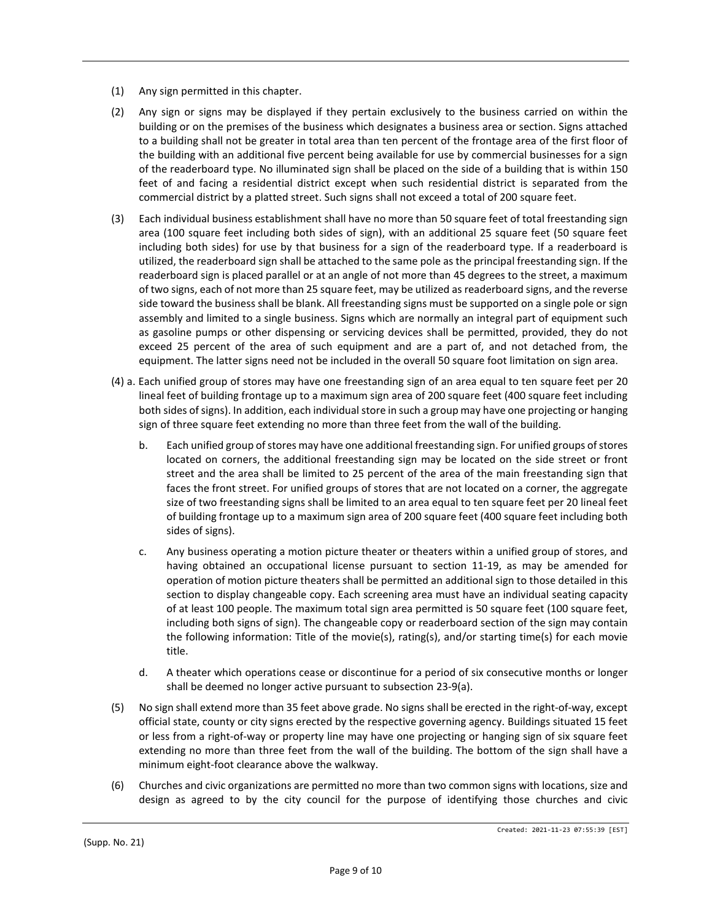(1) Any sign permitted in this chapter.

(2) Any sign or signs may be displayed if they pertain exclusively to the business carried on within the building or on the premises of the business which designates a business area or section. Signs attached to a building shall not be greater in total area than ten percent of the frontage area of the first floor of the building with an additional five percent being available for use by commercial businesses for a sign of the readerboard type. No illuminated sign shall be placed on the side of a building that is within 150 feet of and facing a residential district except when such residential district is separated from the commercial district by a platted street. Such signs shall not exceed a total of 200 square feet.

(3) Each individual business establishment shall have no more than 50 square feet of total freestanding sign area (100 square feet including both sides of sign), with an additional 25 square feet (50 square feet including both sides) for use by that business for a sign of the readerboard type. If a readerboard is utilized, the readerboard sign shall be attached to the same pole as the principal freestanding sign. If the readerboard sign is placed parallel or at an angle of not more than 45 degrees to the street, a maximum of two signs, each of not more than 25 square feet, may be utilized as readerboard signs, and the reverse side toward the business shall be blank. All freestanding signs must be supported on a single pole or sign assembly and limited to a single business. Signs which are normally an integral part of equipment such as gasoline pumps or other dispensing or servicing devices shall be permitted, provided, they do not exceed 25 percent of the area of such equipment and are a part of, and not detached from, the equipment. The latter signs need not be included in the overall 50 square foot limitation on sign area.

(4) a. Each unified group of stores may have one freestanding sign of an area equal to ten square feet per 20 lineal feet of building frontage up to a maximum sign area of 200 square feet (400 square feet including both sides of signs). In addition, each individual store in such a group may have one projecting or hanging sign of three square feet extending no more than three feet from the wall of the building.

b. Each unified group of stores may have one additional freestanding sign. For unified groups of stores located on corners, the additional freestanding sign may be located on the side street or front street and the area shall be limited to 25 percent of the area of the main freestanding sign that faces the front street. For unified groups of stores that are not located on a corner, the aggregate size of two freestanding signs shall be limited to an area equal to ten square feet per 20 lineal feet of building frontage up to a maximum sign area of 200 square feet (400 square feet including both sides of signs).

c. Any business operating a motion picture theater or theaters within a unified group of stores, and having obtained an occupational license pursuant to section 11-19, as may be amended for operation of motion picture theaters shall be permitted an additional sign to those detailed in this section to display changeable copy. Each screening area must have an individual seating capacity of at least 100 people. The maximum total sign area permitted is 50 square feet (100 square feet, including both signs of sign). The changeable copy or readerboard section of the sign may contain the following information: Title of the movie(s), rating(s), and/or starting time(s) for each movie title.

d. A theater which operations cease or discontinue for a period of six consecutive months or longer shall be deemed no longer active pursuant to subsection 23-9(a).

(5) No sign shall extend more than 35 feet above grade. No signs shall be erected in the right-of-way, except official state, county or city signs erected by the respective governing agency. Buildings situated 15 feet or less from a right-of-way or property line may have one projecting or hanging sign of six square feet extending no more than three feet from the wall of the building. The bottom of the sign shall have a minimum eight-foot clearance above the walkway.

(6) Churches and civic organizations are permitted no more than two common signs with locations, size and design as agreed to by the city council for the purpose of identifying those churches and civic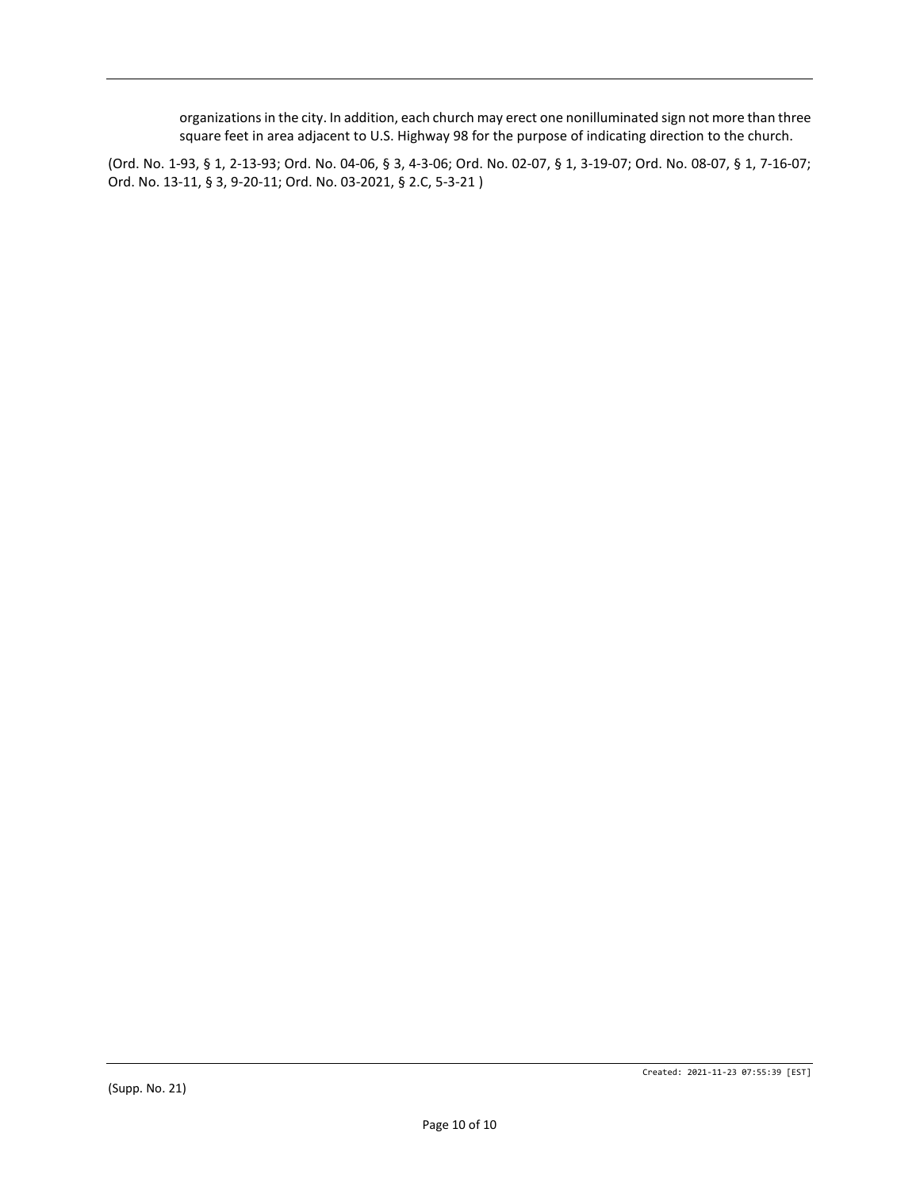organizations in the city. In addition, each church may erect one nonilluminated sign not more than three square feet in area adjacent to U.S. Highway 98 for the purpose of indicating direction to the church.

(Ord. No. 1-93, § 1, 2-13-93; Ord. No. 04-06, § 3, 4-3-06; Ord. No. 02-07, § 1, 3-19-07; Ord. No. 08-07, § 1, 7-16-07; Ord. No. 13-11, § 3, 9-20-11; Ord. No. 03-2021, § 2.C, 5-3-21 )